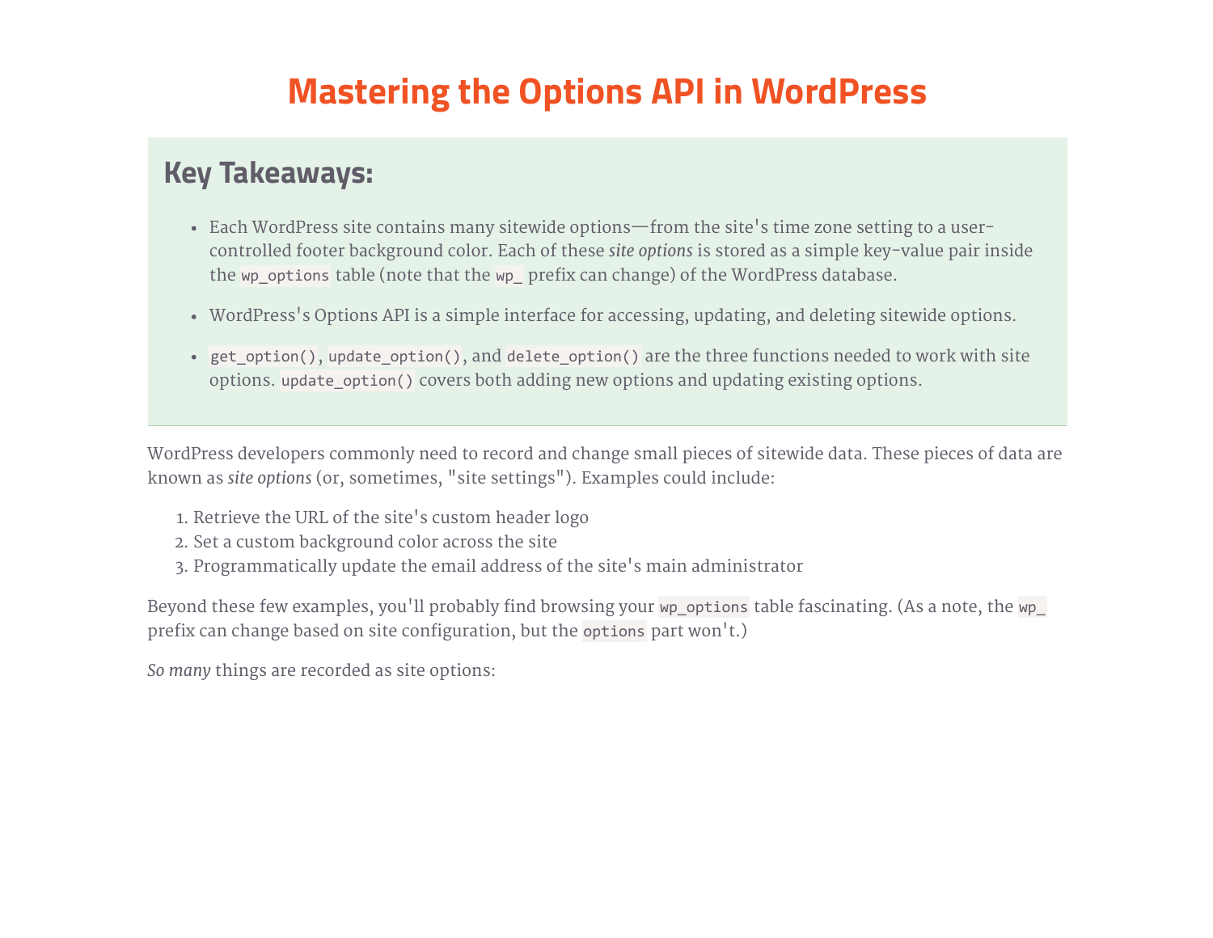# Mastering the Options API in WordPress

## Key Takeaways:

- Each WordPress site contains many sitewide options—from the site's time zone setting to a user-controlled footer background color. Each of these *site options* is stored as a simple key-value pair inside the `wp_options` table (note that the `wp_` prefix can change) of the WordPress database.
- WordPress's Options API is a simple interface for accessing, updating, and deleting sitewide options.
- `get_option()`, `update_option()`, and `delete_option()` are the three functions needed to work with site options. `update_option()` covers both adding new options and updating existing options.

WordPress developers commonly need to record and change small pieces of sitewide data. These pieces of data are known as *site options* (or, sometimes, "site settings"). Examples could include:

1. Retrieve the URL of the site's custom header logo
2. Set a custom background color across the site
3. Programmatically update the email address of the site's main administrator

Beyond these few examples, you'll probably find browsing your `wp_options` table fascinating. (As a note, the `wp_` prefix can change based on site configuration, but the `options` part won't.)

*So many* things are recorded as site options: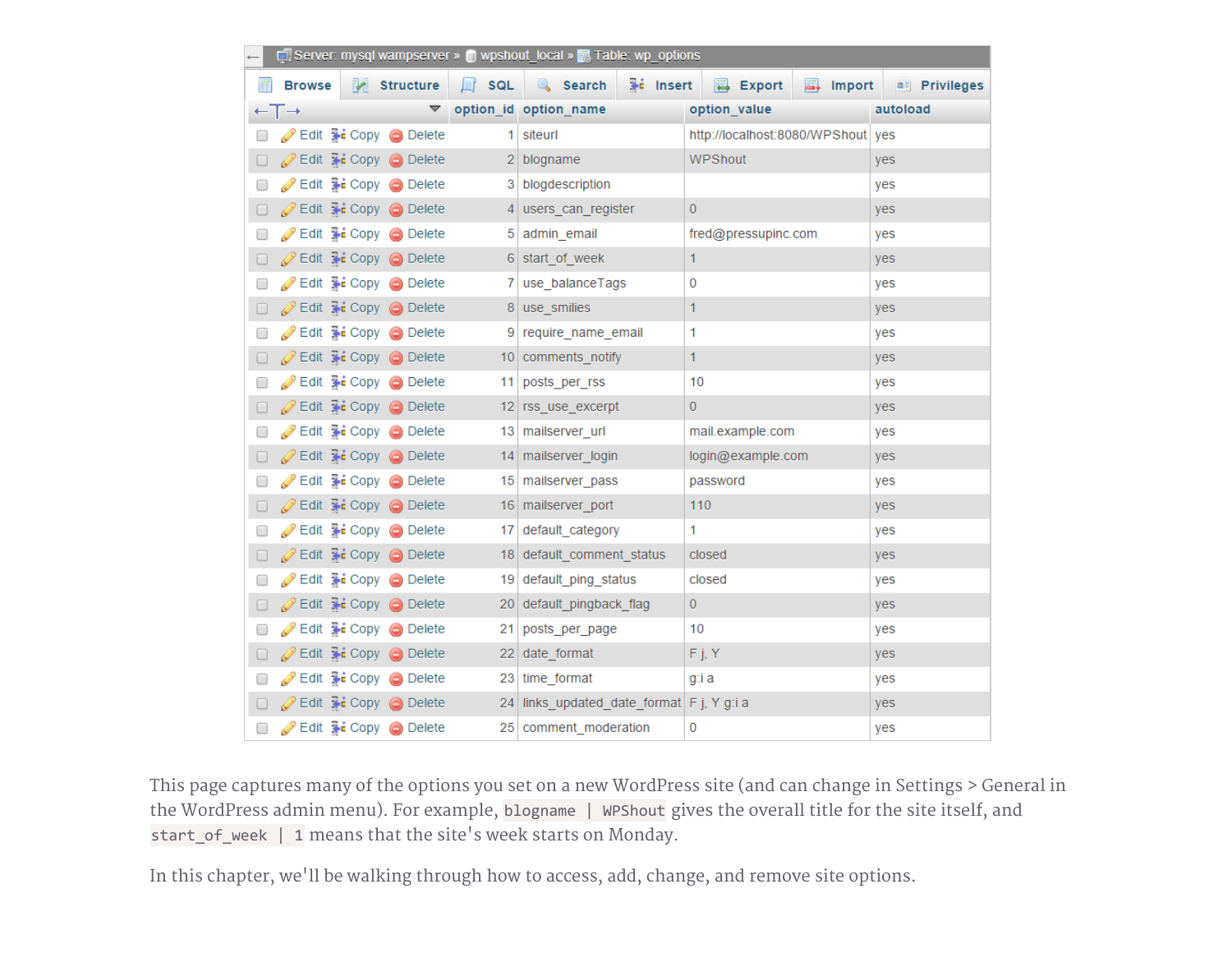Server: mysql wampserver » wpshout_local » Table: wp_options

Browse | Structure | SQL | Search | Insert | Export | Import | Privileges

| | option_id | option_name | option_value | autoload |
|---|---|---|---|---|
| Edit Copy Delete | 1 | siteurl | http://localhost:8080/WPShout | yes |
| Edit Copy Delete | 2 | blogname | WPShout | yes |
| Edit Copy Delete | 3 | blogdescription | | yes |
| Edit Copy Delete | 4 | users_can_register | 0 | yes |
| Edit Copy Delete | 5 | admin_email | fred@pressupinc.com | yes |
| Edit Copy Delete | 6 | start_of_week | 1 | yes |
| Edit Copy Delete | 7 | use_balanceTags | 0 | yes |
| Edit Copy Delete | 8 | use_smilies | 1 | yes |
| Edit Copy Delete | 9 | require_name_email | 1 | yes |
| Edit Copy Delete | 10 | comments_notify | 1 | yes |
| Edit Copy Delete | 11 | posts_per_rss | 10 | yes |
| Edit Copy Delete | 12 | rss_use_excerpt | 0 | yes |
| Edit Copy Delete | 13 | mailserver_url | mail.example.com | yes |
| Edit Copy Delete | 14 | mailserver_login | login@example.com | yes |
| Edit Copy Delete | 15 | mailserver_pass | password | yes |
| Edit Copy Delete | 16 | mailserver_port | 110 | yes |
| Edit Copy Delete | 17 | default_category | 1 | yes |
| Edit Copy Delete | 18 | default_comment_status | closed | yes |
| Edit Copy Delete | 19 | default_ping_status | closed | yes |
| Edit Copy Delete | 20 | default_pingback_flag | 0 | yes |
| Edit Copy Delete | 21 | posts_per_page | 10 | yes |
| Edit Copy Delete | 22 | date_format | F j, Y | yes |
| Edit Copy Delete | 23 | time_format | g:i a | yes |
| Edit Copy Delete | 24 | links_updated_date_format | F j, Y g:i a | yes |
| Edit Copy Delete | 25 | comment_moderation | 0 | yes |

This page captures many of the options you set on a new WordPress site (and can change in Settings > General in the WordPress admin menu). For example, `blogname | WPShout` gives the overall title for the site itself, and `start_of_week | 1` means that the site's week starts on Monday.

In this chapter, we'll be walking through how to access, add, change, and remove site options.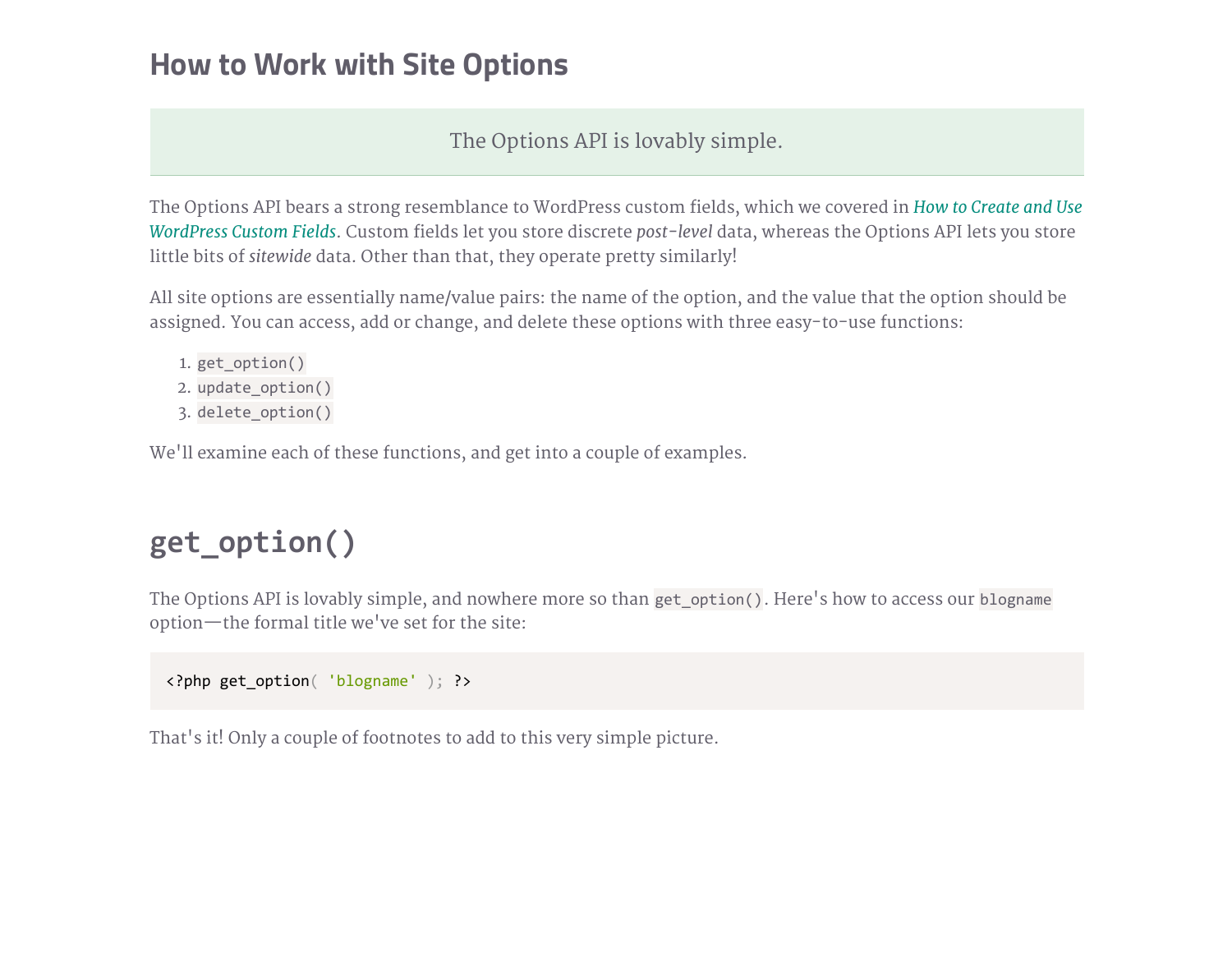# How to Work with Site Options

> The Options API is lovably simple.

The Options API bears a strong resemblance to WordPress custom fields, which we covered in *How to Create and Use WordPress Custom Fields*. Custom fields let you store discrete *post-level* data, whereas the Options API lets you store little bits of *sitewide* data. Other than that, they operate pretty similarly!

All site options are essentially name/value pairs: the name of the option, and the value that the option should be assigned. You can access, add or change, and delete these options with three easy-to-use functions:

1. `get_option()`
2. `update_option()`
3. `delete_option()`

We'll examine each of these functions, and get into a couple of examples.

## `get_option()`

The Options API is lovably simple, and nowhere more so than `get_option()`. Here's how to access our `blogname` option—the formal title we've set for the site:

```
<?php get_option( 'blogname' ); ?>
```

That's it! Only a couple of footnotes to add to this very simple picture.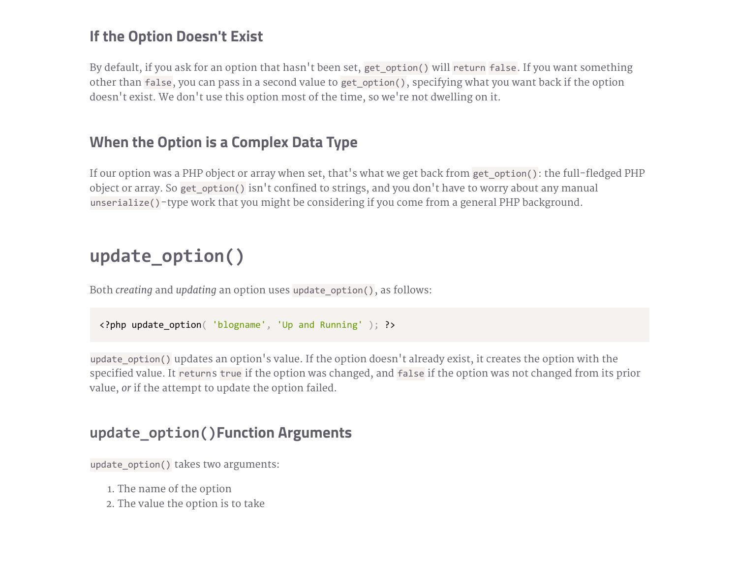### If the Option Doesn't Exist

By default, if you ask for an option that hasn't been set, `get_option()` will `return` `false`. If you want something other than `false`, you can pass in a second value to `get_option()`, specifying what you want back if the option doesn't exist. We don't use this option most of the time, so we're not dwelling on it.

### When the Option is a Complex Data Type

If our option was a PHP object or array when set, that's what we get back from `get_option()`: the full-fledged PHP object or array. So `get_option()` isn't confined to strings, and you don't have to worry about any manual `unserialize()`-type work that you might be considering if you come from a general PHP background.

## `update_option()`

Both *creating* and *updating* an option uses `update_option()`, as follows:

```
<?php update_option( 'blogname', 'Up and Running' ); ?>
```

`update_option()` updates an option's value. If the option doesn't already exist, it creates the option with the specified value. It `return`s `true` if the option was changed, and `false` if the option was not changed from its prior value, *or* if the attempt to update the option failed.

### `update_option()`Function Arguments

`update_option()` takes two arguments:

1. The name of the option
2. The value the option is to take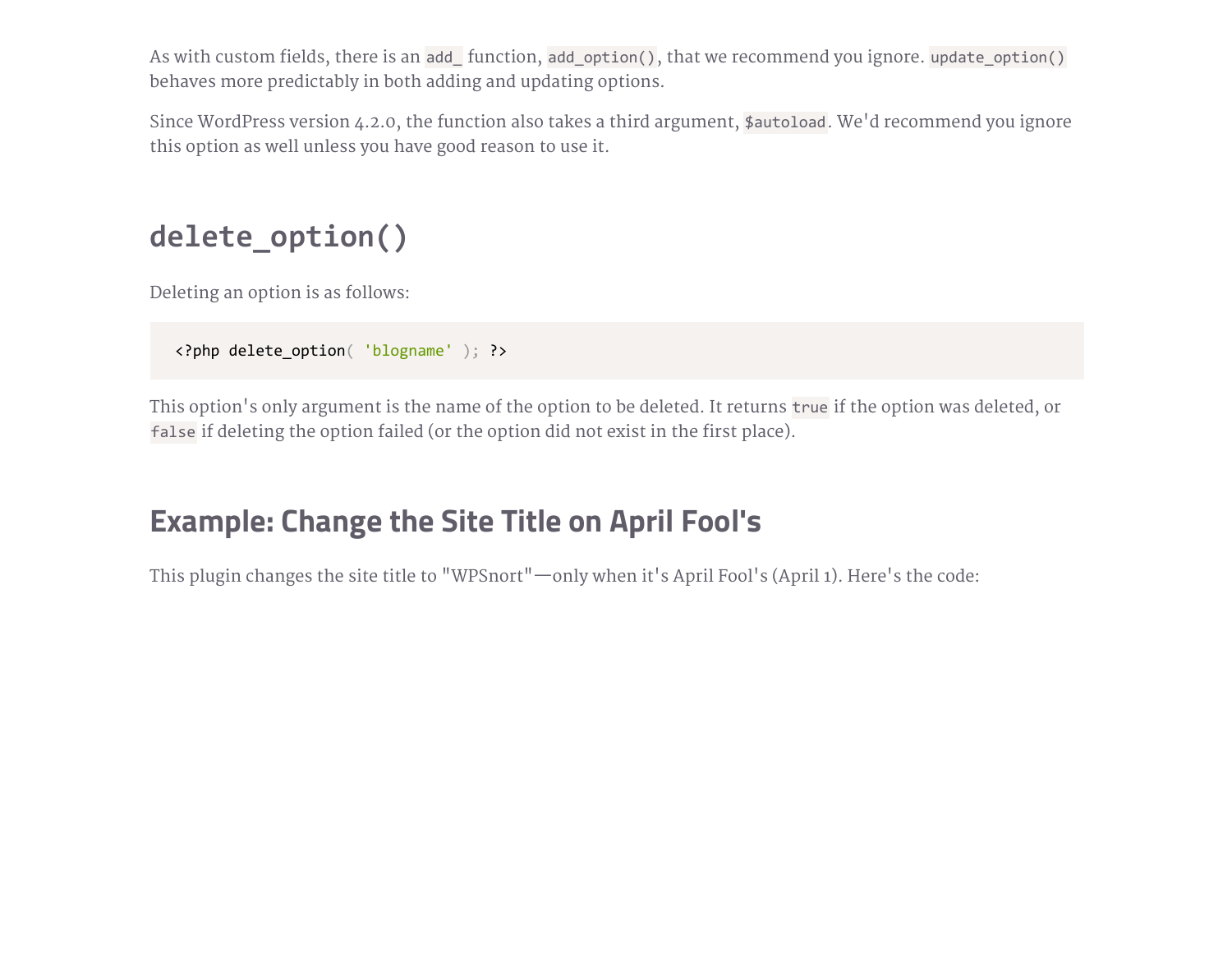As with custom fields, there is an `add_` function, `add_option()`, that we recommend you ignore. `update_option()` behaves more predictably in both adding and updating options.

Since WordPress version 4.2.0, the function also takes a third argument, `$autoload`. We'd recommend you ignore this option as well unless you have good reason to use it.

## delete_option()

Deleting an option is as follows:

```
<?php delete_option( 'blogname' ); ?>
```

This option's only argument is the name of the option to be deleted. It returns `true` if the option was deleted, or `false` if deleting the option failed (or the option did not exist in the first place).

## Example: Change the Site Title on April Fool's

This plugin changes the site title to "WPSnort"—only when it's April Fool's (April 1). Here's the code: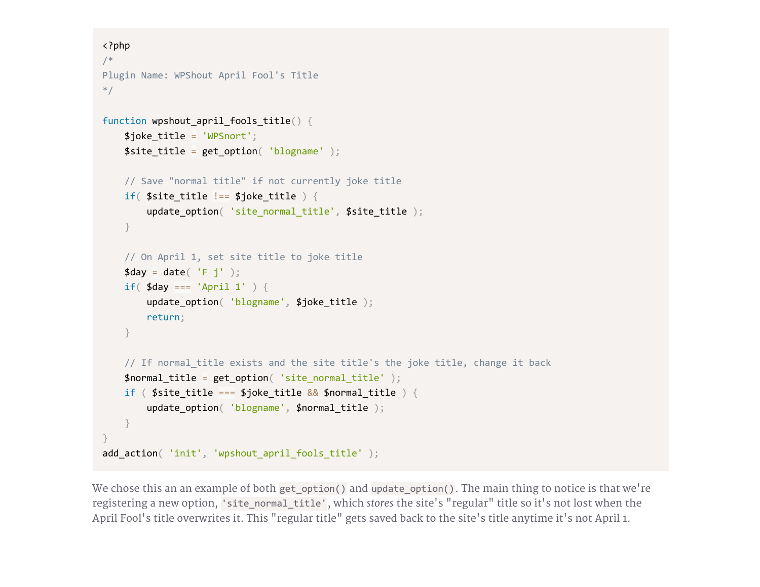```php
<?php
/*
Plugin Name: WPShout April Fool's Title
*/

function wpshout_april_fools_title() {
    $joke_title = 'WPSnort';
    $site_title = get_option( 'blogname' );

    // Save "normal title" if not currently joke title
    if( $site_title !== $joke_title ) {
        update_option( 'site_normal_title', $site_title );
    }

    // On April 1, set site title to joke title
    $day = date( 'F j' );
    if( $day === 'April 1' ) {
        update_option( 'blogname', $joke_title );
        return;
    }

    // If normal_title exists and the site title's the joke title, change it back
    $normal_title = get_option( 'site_normal_title' );
    if ( $site_title === $joke_title && $normal_title ) {
        update_option( 'blogname', $normal_title );
    }
}
add_action( 'init', 'wpshout_april_fools_title' );
```

We chose this an an example of both `get_option()` and `update_option()`. The main thing to notice is that we're registering a new option, `'site_normal_title'`, which *stores* the site's "regular" title so it's not lost when the April Fool's title overwrites it. This "regular title" gets saved back to the site's title anytime it's not April 1.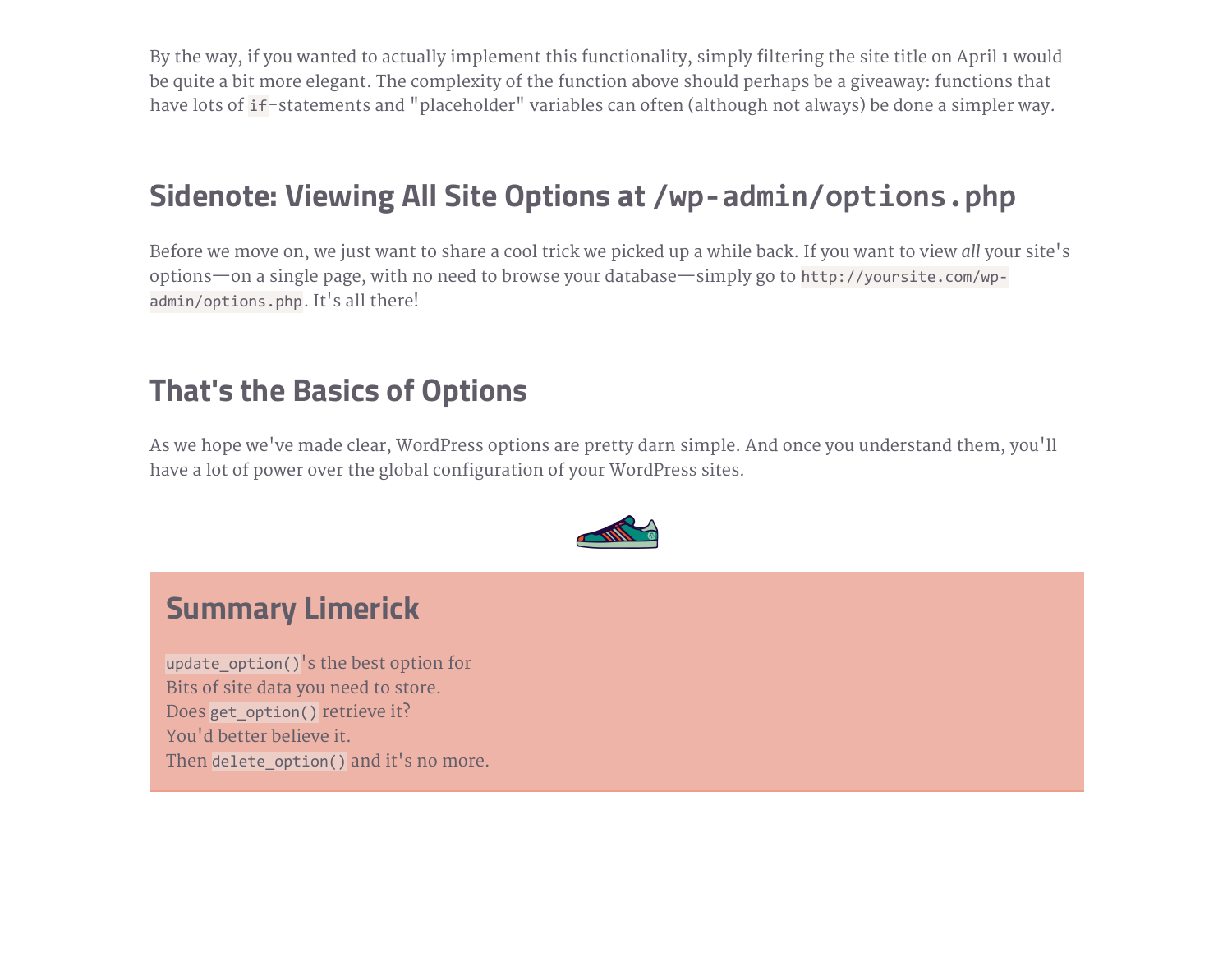By the way, if you wanted to actually implement this functionality, simply filtering the site title on April 1 would be quite a bit more elegant. The complexity of the function above should perhaps be a giveaway: functions that have lots of `if`-statements and "placeholder" variables can often (although not always) be done a simpler way.

## Sidenote: Viewing All Site Options at `/wp-admin/options.php`

Before we move on, we just want to share a cool trick we picked up a while back. If you want to view *all* your site's options—on a single page, with no need to browse your database—simply go to `http://yoursite.com/wp-admin/options.php`. It's all there!

## That's the Basics of Options

As we hope we've made clear, WordPress options are pretty darn simple. And once you understand them, you'll have a lot of power over the global configuration of your WordPress sites.

## Summary Limerick

`update_option()`'s the best option for
Bits of site data you need to store.
Does `get_option()` retrieve it?
You'd better believe it.
Then `delete_option()` and it's no more.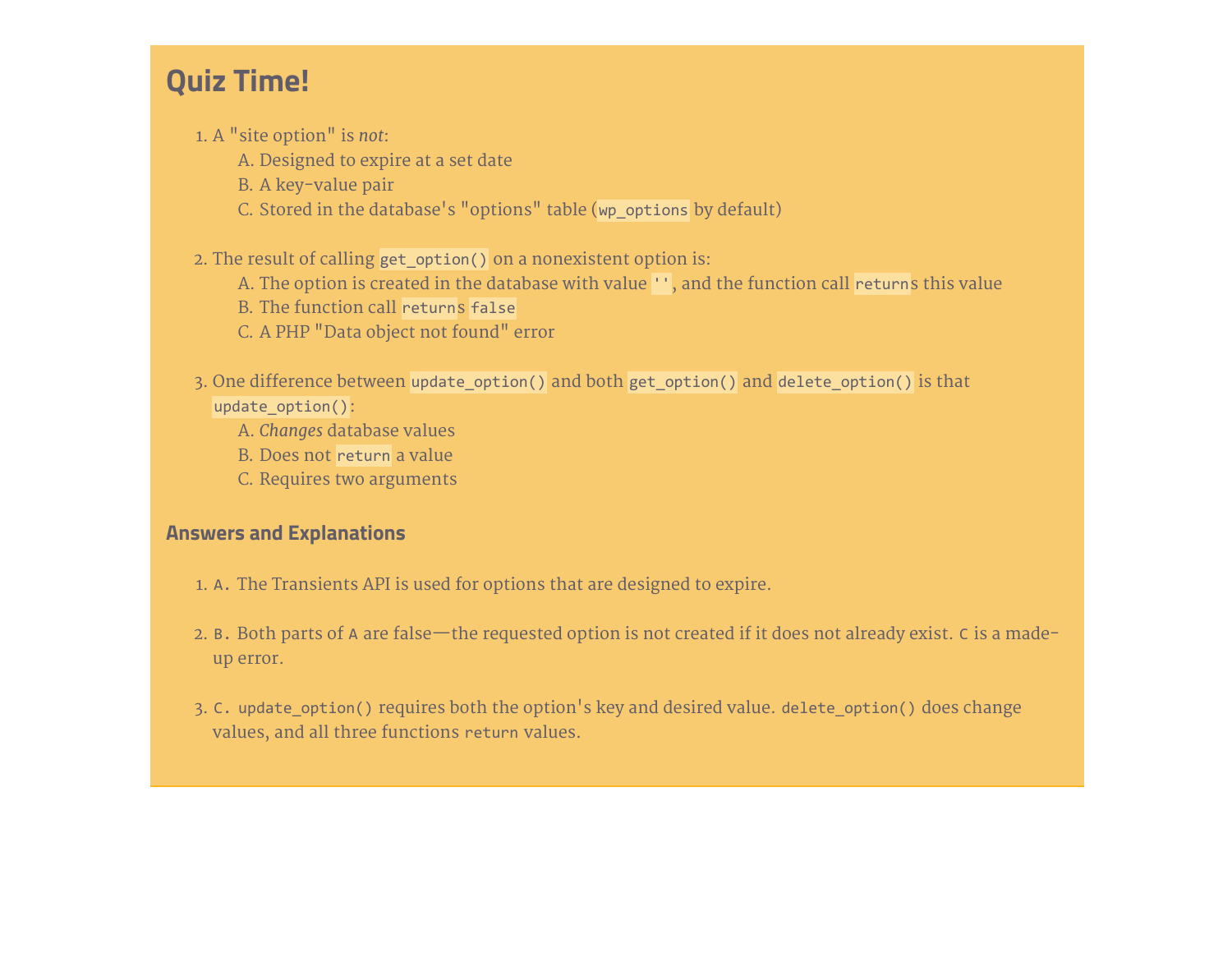## Quiz Time!

1. A "site option" is *not*:
   A. Designed to expire at a set date
   B. A key-value pair
   C. Stored in the database's "options" table (`wp_options` by default)

2. The result of calling `get_option()` on a nonexistent option is:
   A. The option is created in the database with value `''`, and the function call `return`s this value
   B. The function call `return`s `false`
   C. A PHP "Data object not found" error

3. One difference between `update_option()` and both `get_option()` and `delete_option()` is that `update_option()`:
   A. *Changes* database values
   B. Does not `return` a value
   C. Requires two arguments

### Answers and Explanations

1. `A.` The Transients API is used for options that are designed to expire.

2. `B.` Both parts of `A` are false—the requested option is not created if it does not already exist. `C` is a made-up error.

3. `C.` `update_option()` requires both the option's key and desired value. `delete_option()` does change values, and all three functions `return` values.